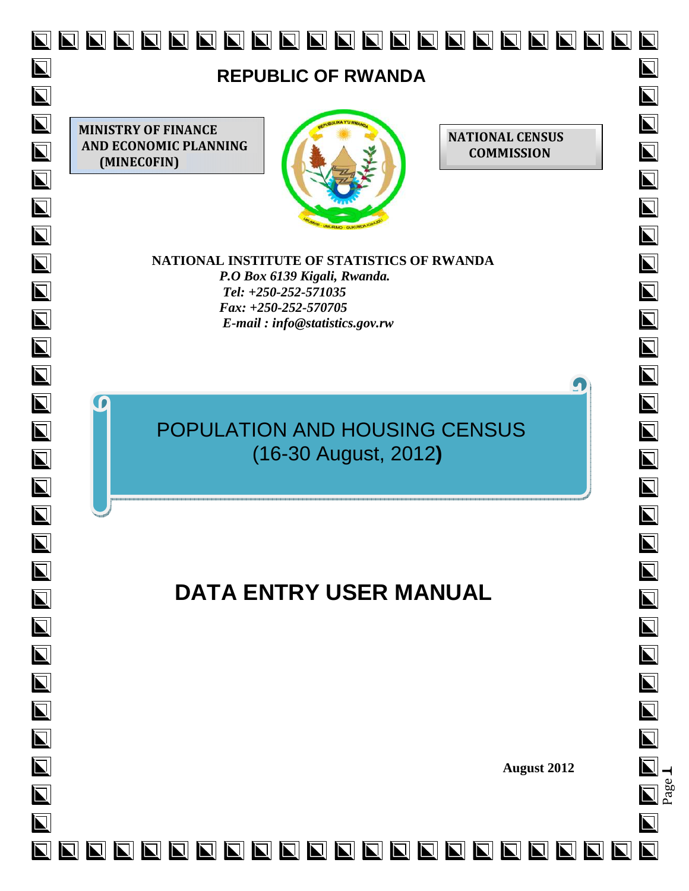# REPUBLIC OF RWANDA

**MINISTRY OF FINANCE AND ECONOMIC PLANNING (MINECOFIN)**

**NATIONAL CENSUS COMMISSION**

**NATIONAL INSTITUTE OF STATISTICS OF RWANDA**

***P.O Box 6139 Kigali, Rwanda.***

***Tel: +250-252-571035***

***Fax: +250-252-570705***

***E-mail : info@statistics.gov.rw***

## POPULATION AND HOUSING CENSUS (16-30 August, 2012)

# DATA ENTRY USER MANUAL

**August 2012**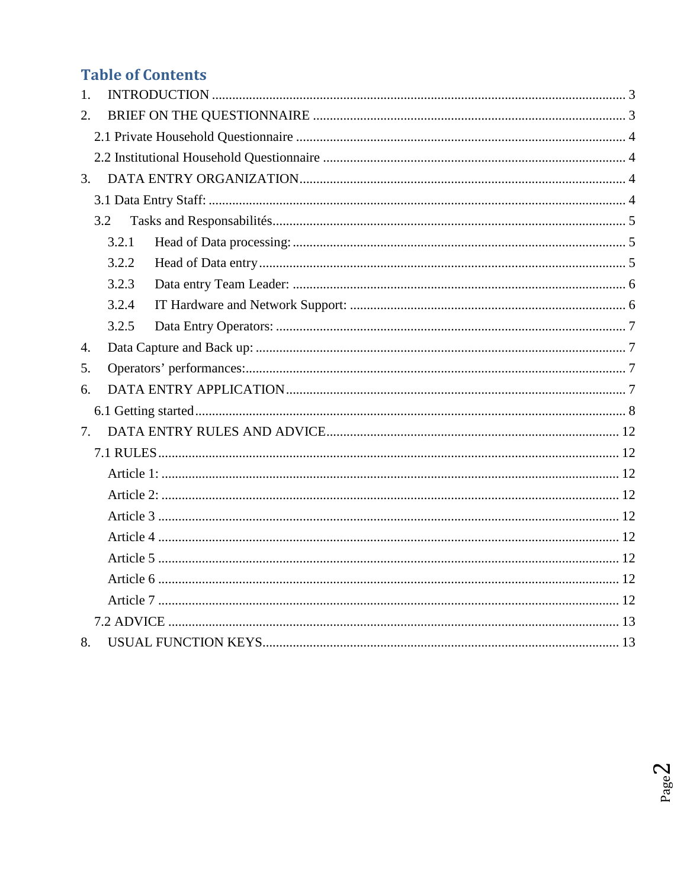# Table of Contents

1. INTRODUCTION ........................................................................................................ 3
2. BRIEF ON THE QUESTIONNAIRE ........................................................................ 3
   - 2.1 Private Household Questionnaire ........................................................................ 4
   - 2.2 Institutional Household Questionnaire .................................................................. 4
3. DATA ENTRY ORGANIZATION............................................................................ 4
   - 3.1 Data Entry Staff: ................................................................................................ 4
   - 3.2 Tasks and Responsabilités..................................................................................... 5
     - 3.2.1 Head of Data processing: ............................................................................ 5
     - 3.2.2 Head of Data entry ...................................................................................... 5
     - 3.2.3 Data entry Team Leader: ............................................................................ 6
     - 3.2.4 IT Hardware and Network Support: ........................................................... 6
     - 3.2.5 Data Entry Operators: ................................................................................. 7
4. Data Capture and Back up: ...................................................................................... 7
5. Operators' performances:.......................................................................................... 7
6. DATA ENTRY APPLICATION ............................................................................... 7
   - 6.1 Getting started ...................................................................................................... 8
7. DATA ENTRY RULES AND ADVICE.................................................................... 12
   - 7.1 RULES ................................................................................................................ 12
     - Article 1: ............................................................................................................ 12
     - Article 2: ............................................................................................................ 12
     - Article 3 ............................................................................................................. 12
     - Article 4 ............................................................................................................. 12
     - Article 5 ............................................................................................................. 12
     - Article 6 ............................................................................................................. 12
     - Article 7 ............................................................................................................. 12
   - 7.2 ADVICE .............................................................................................................. 13
8. USUAL FUNCTION KEYS....................................................................................... 13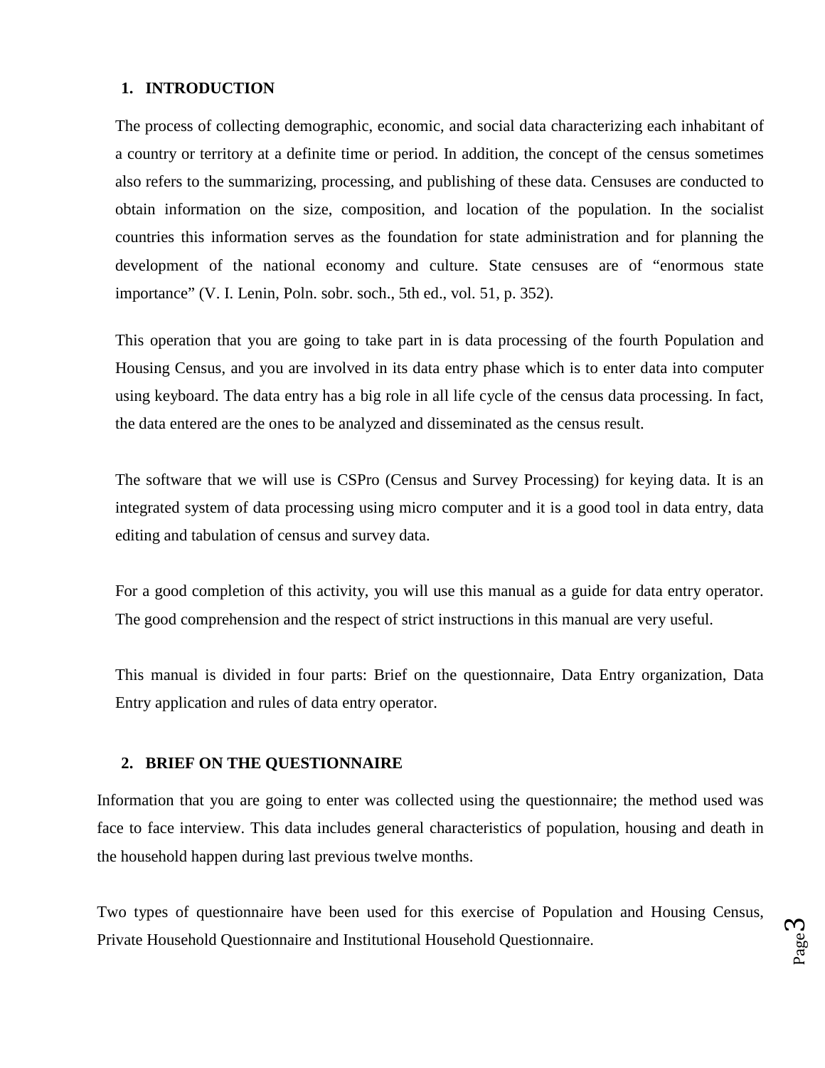## 1. INTRODUCTION

The process of collecting demographic, economic, and social data characterizing each inhabitant of a country or territory at a definite time or period. In addition, the concept of the census sometimes also refers to the summarizing, processing, and publishing of these data. Censuses are conducted to obtain information on the size, composition, and location of the population. In the socialist countries this information serves as the foundation for state administration and for planning the development of the national economy and culture. State censuses are of "enormous state importance" (V. I. Lenin, Poln. sobr. soch., 5th ed., vol. 51, p. 352).

This operation that you are going to take part in is data processing of the fourth Population and Housing Census, and you are involved in its data entry phase which is to enter data into computer using keyboard. The data entry has a big role in all life cycle of the census data processing. In fact, the data entered are the ones to be analyzed and disseminated as the census result.

The software that we will use is CSPro (Census and Survey Processing) for keying data. It is an integrated system of data processing using micro computer and it is a good tool in data entry, data editing and tabulation of census and survey data.

For a good completion of this activity, you will use this manual as a guide for data entry operator. The good comprehension and the respect of strict instructions in this manual are very useful.

This manual is divided in four parts: Brief on the questionnaire, Data Entry organization, Data Entry application and rules of data entry operator.

## 2. BRIEF ON THE QUESTIONNAIRE

Information that you are going to enter was collected using the questionnaire; the method used was face to face interview. This data includes general characteristics of population, housing and death in the household happen during last previous twelve months.

Two types of questionnaire have been used for this exercise of Population and Housing Census, Private Household Questionnaire and Institutional Household Questionnaire.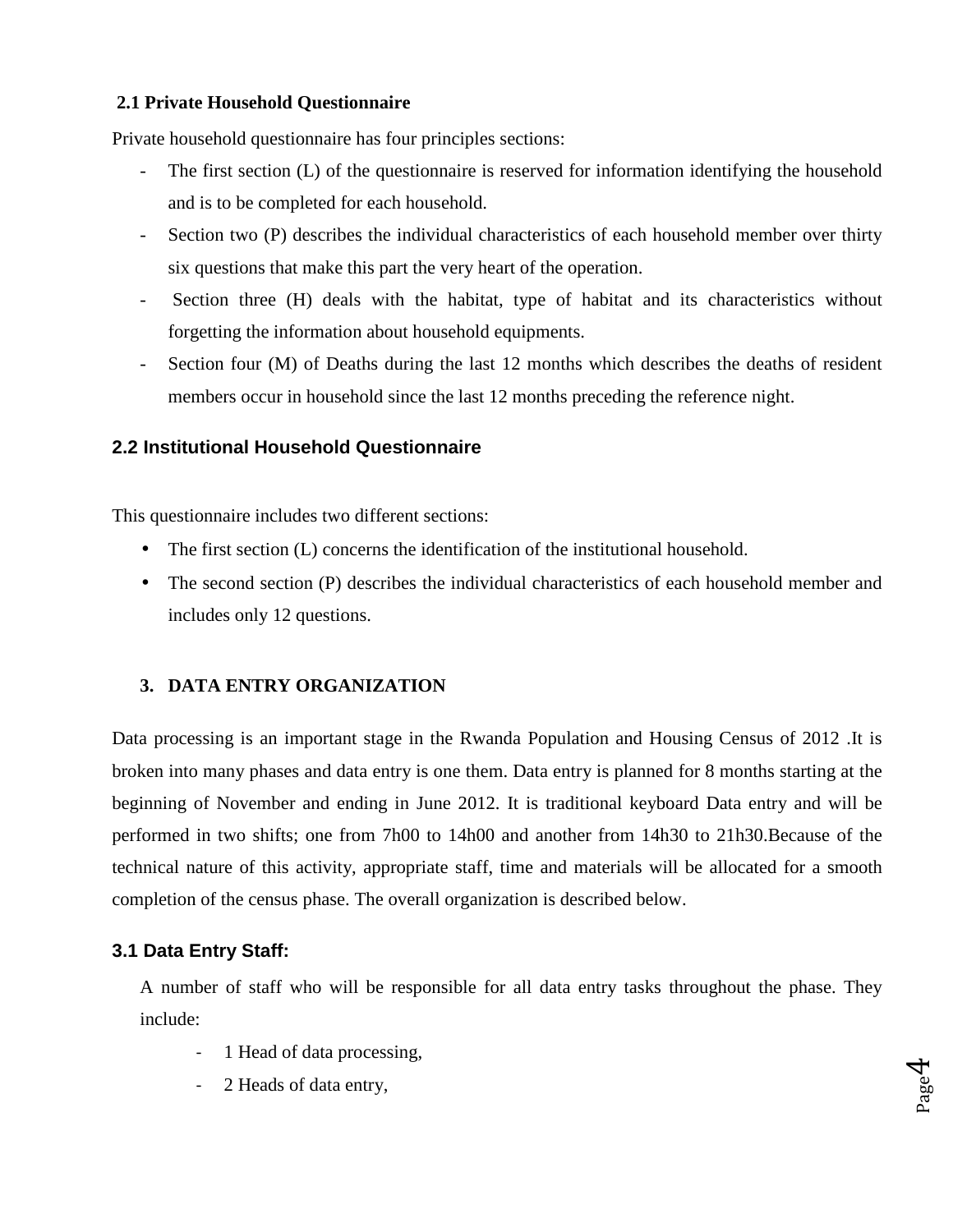### 2.1 Private Household Questionnaire

Private household questionnaire has four principles sections:

- The first section (L) of the questionnaire is reserved for information identifying the household and is to be completed for each household.
- Section two (P) describes the individual characteristics of each household member over thirty six questions that make this part the very heart of the operation.
- Section three (H) deals with the habitat, type of habitat and its characteristics without forgetting the information about household equipments.
- Section four (M) of Deaths during the last 12 months which describes the deaths of resident members occur in household since the last 12 months preceding the reference night.

### 2.2 Institutional Household Questionnaire

This questionnaire includes two different sections:

- The first section (L) concerns the identification of the institutional household.
- The second section (P) describes the individual characteristics of each household member and includes only 12 questions.

## 3. DATA ENTRY ORGANIZATION

Data processing is an important stage in the Rwanda Population and Housing Census of 2012 .It is broken into many phases and data entry is one them. Data entry is planned for 8 months starting at the beginning of November and ending in June 2012. It is traditional keyboard Data entry and will be performed in two shifts; one from 7h00 to 14h00 and another from 14h30 to 21h30.Because of the technical nature of this activity, appropriate staff, time and materials will be allocated for a smooth completion of the census phase. The overall organization is described below.

### 3.1 Data Entry Staff:

A number of staff who will be responsible for all data entry tasks throughout the phase. They include:

- 1 Head of data processing,
- 2 Heads of data entry,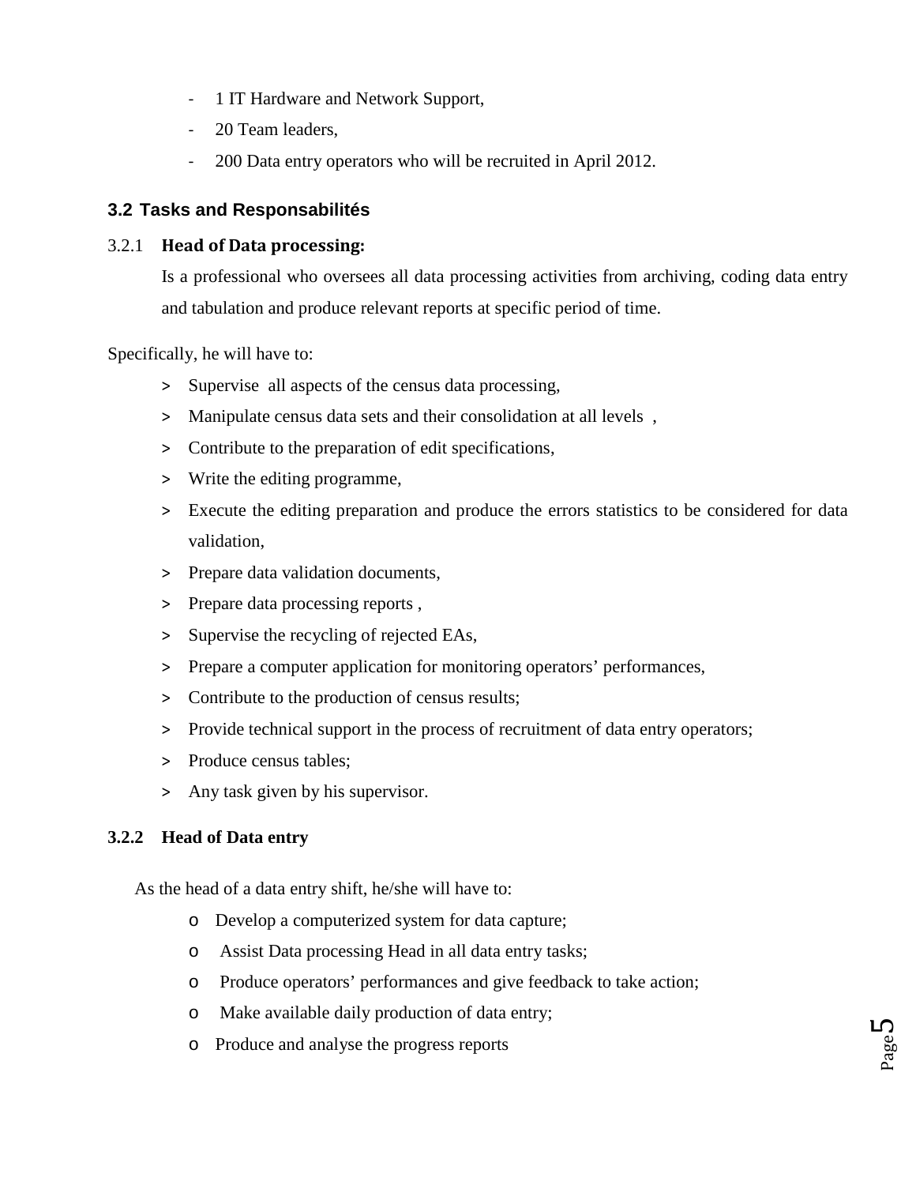- 1 IT Hardware and Network Support,
- 20 Team leaders,
- 200 Data entry operators who will be recruited in April 2012.

## 3.2 Tasks and Responsabilités

### 3.2.1 Head of Data processing:

Is a professional who oversees all data processing activities from archiving, coding data entry and tabulation and produce relevant reports at specific period of time.

Specifically, he will have to:

- Supervise all aspects of the census data processing,
- Manipulate census data sets and their consolidation at all levels ,
- Contribute to the preparation of edit specifications,
- Write the editing programme,
- Execute the editing preparation and produce the errors statistics to be considered for data validation,
- Prepare data validation documents,
- Prepare data processing reports ,
- Supervise the recycling of rejected EAs,
- Prepare a computer application for monitoring operators' performances,
- Contribute to the production of census results;
- Provide technical support in the process of recruitment of data entry operators;
- Produce census tables;
- Any task given by his supervisor.

### 3.2.2 Head of Data entry

As the head of a data entry shift, he/she will have to:

- Develop a computerized system for data capture;
- Assist Data processing Head in all data entry tasks;
- Produce operators' performances and give feedback to take action;
- Make available daily production of data entry;
- Produce and analyse the progress reports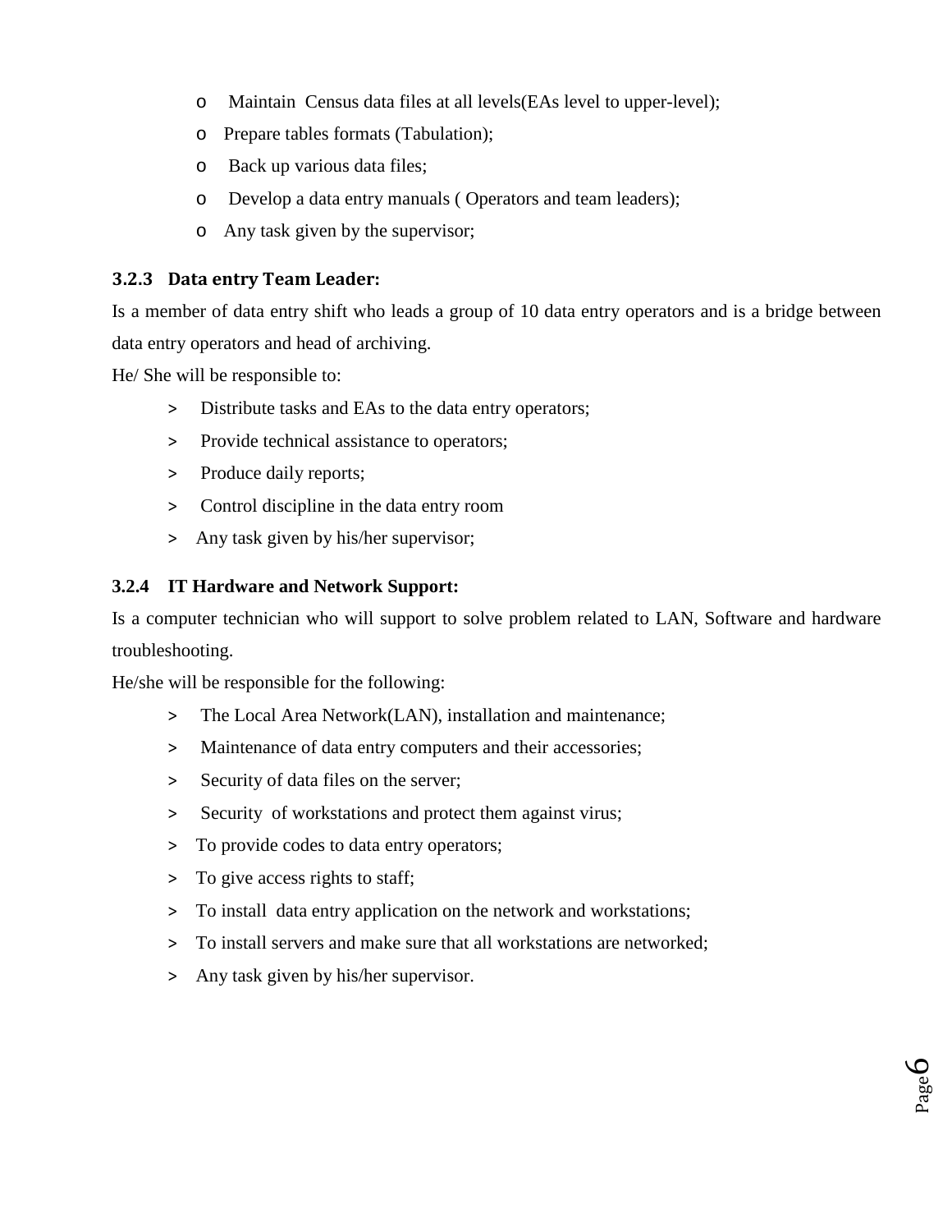- Maintain  Census data files at all levels(EAs level to upper-level);
- Prepare tables formats (Tabulation);
- Back up various data files;
- Develop a data entry manuals ( Operators and team leaders);
- Any task given by the supervisor;

### 3.2.3 Data entry Team Leader:

Is a member of data entry shift who leads a group of 10 data entry operators and is a bridge between data entry operators and head of archiving.

He/ She will be responsible to:

- Distribute tasks and EAs to the data entry operators;
- Provide technical assistance to operators;
- Produce daily reports;
- Control discipline in the data entry room
- Any task given by his/her supervisor;

### 3.2.4 IT Hardware and Network Support:

Is a computer technician who will support to solve problem related to LAN, Software and hardware troubleshooting.

He/she will be responsible for the following:

- The Local Area Network(LAN), installation and maintenance;
- Maintenance of data entry computers and their accessories;
- Security of data files on the server;
- Security  of workstations and protect them against virus;
- To provide codes to data entry operators;
- To give access rights to staff;
- To install  data entry application on the network and workstations;
- To install servers and make sure that all workstations are networked;
- Any task given by his/her supervisor.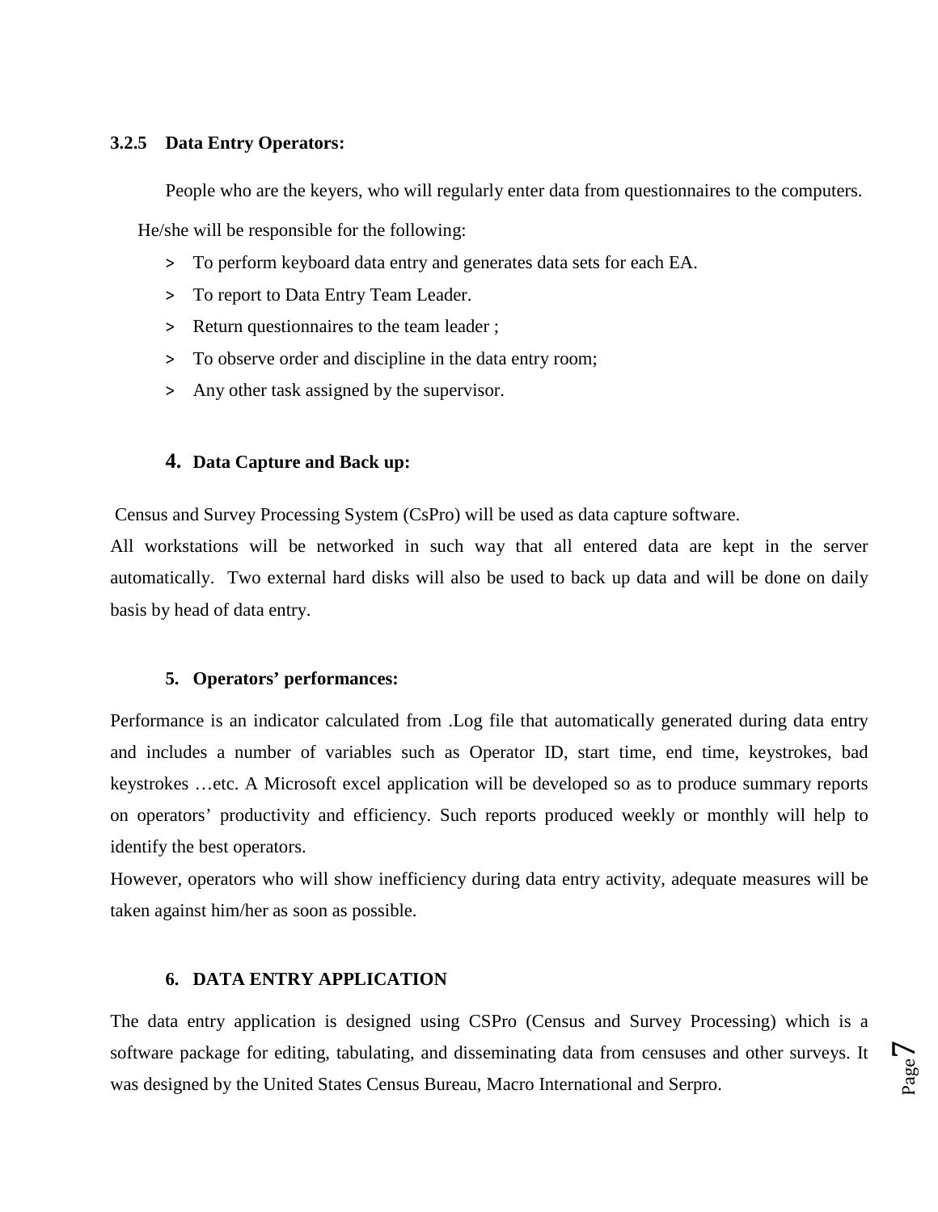### 3.2.5 Data Entry Operators:

People who are the keyers, who will regularly enter data from questionnaires to the computers.

He/she will be responsible for the following:

- To perform keyboard data entry and generates data sets for each EA.
- To report to Data Entry Team Leader.
- Return questionnaires to the team leader ;
- To observe order and discipline in the data entry room;
- Any other task assigned by the supervisor.

## 4. Data Capture and Back up:

Census and Survey Processing System (CsPro) will be used as data capture software.

All workstations will be networked in such way that all entered data are kept in the server automatically. Two external hard disks will also be used to back up data and will be done on daily basis by head of data entry.

## 5. Operators' performances:

Performance is an indicator calculated from .Log file that automatically generated during data entry and includes a number of variables such as Operator ID, start time, end time, keystrokes, bad keystrokes …etc. A Microsoft excel application will be developed so as to produce summary reports on operators' productivity and efficiency. Such reports produced weekly or monthly will help to identify the best operators.

However, operators who will show inefficiency during data entry activity, adequate measures will be taken against him/her as soon as possible.

## 6. DATA ENTRY APPLICATION

The data entry application is designed using CSPro (Census and Survey Processing) which is a software package for editing, tabulating, and disseminating data from censuses and other surveys. It was designed by the United States Census Bureau, Macro International and Serpro.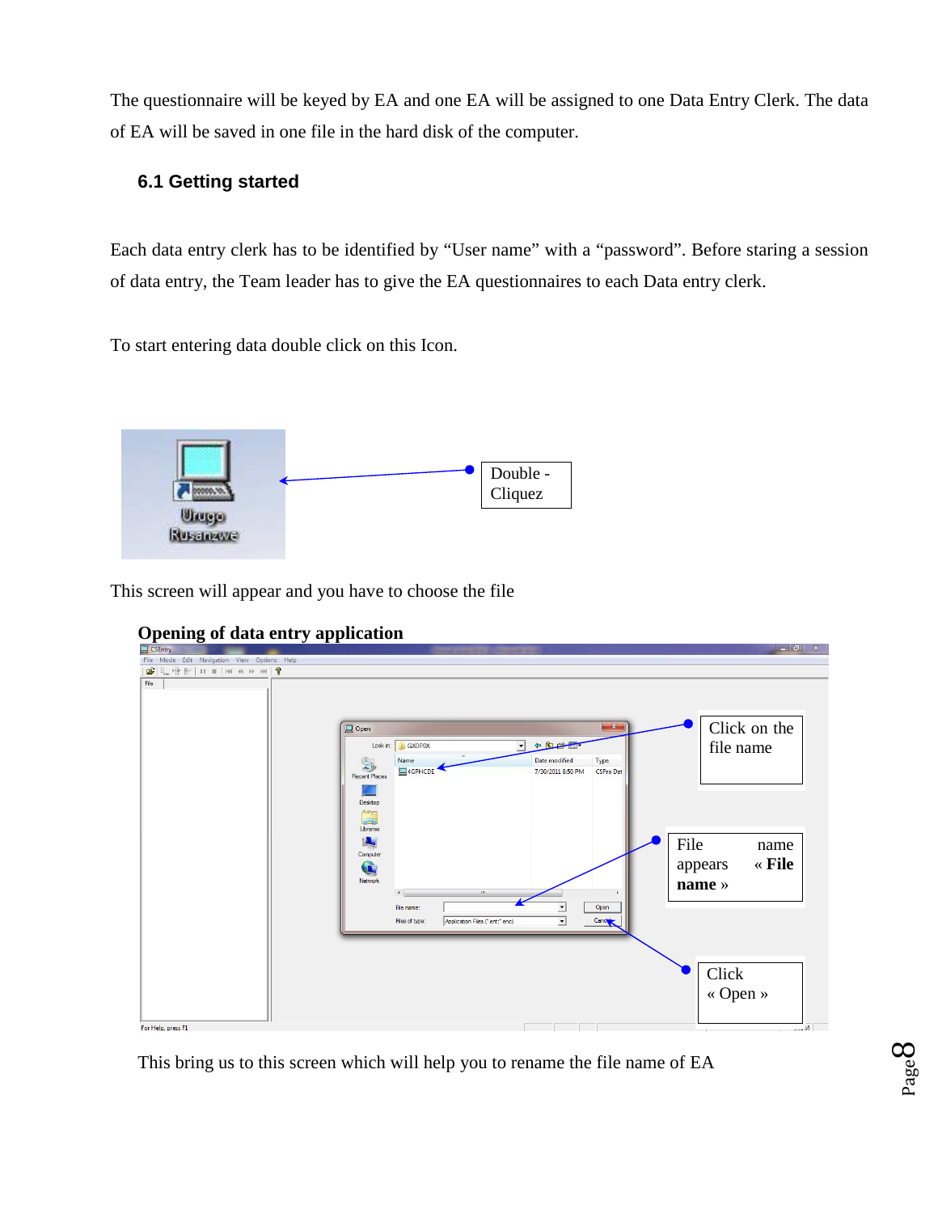The questionnaire will be keyed by EA and one EA will be assigned to one Data Entry Clerk. The data of EA will be saved in one file in the hard disk of the computer.

## 6.1 Getting started

Each data entry clerk has to be identified by "User name" with a "password". Before staring a session of data entry, the Team leader has to give the EA questionnaires to each Data entry clerk.

To start entering data double click on this Icon.

Double - Cliquez

This screen will appear and you have to choose the file

**Opening of data entry application**

Click on the file name

File name appears « **File name** »

Click « Open »

This bring us to this screen which will help you to rename the file name of EA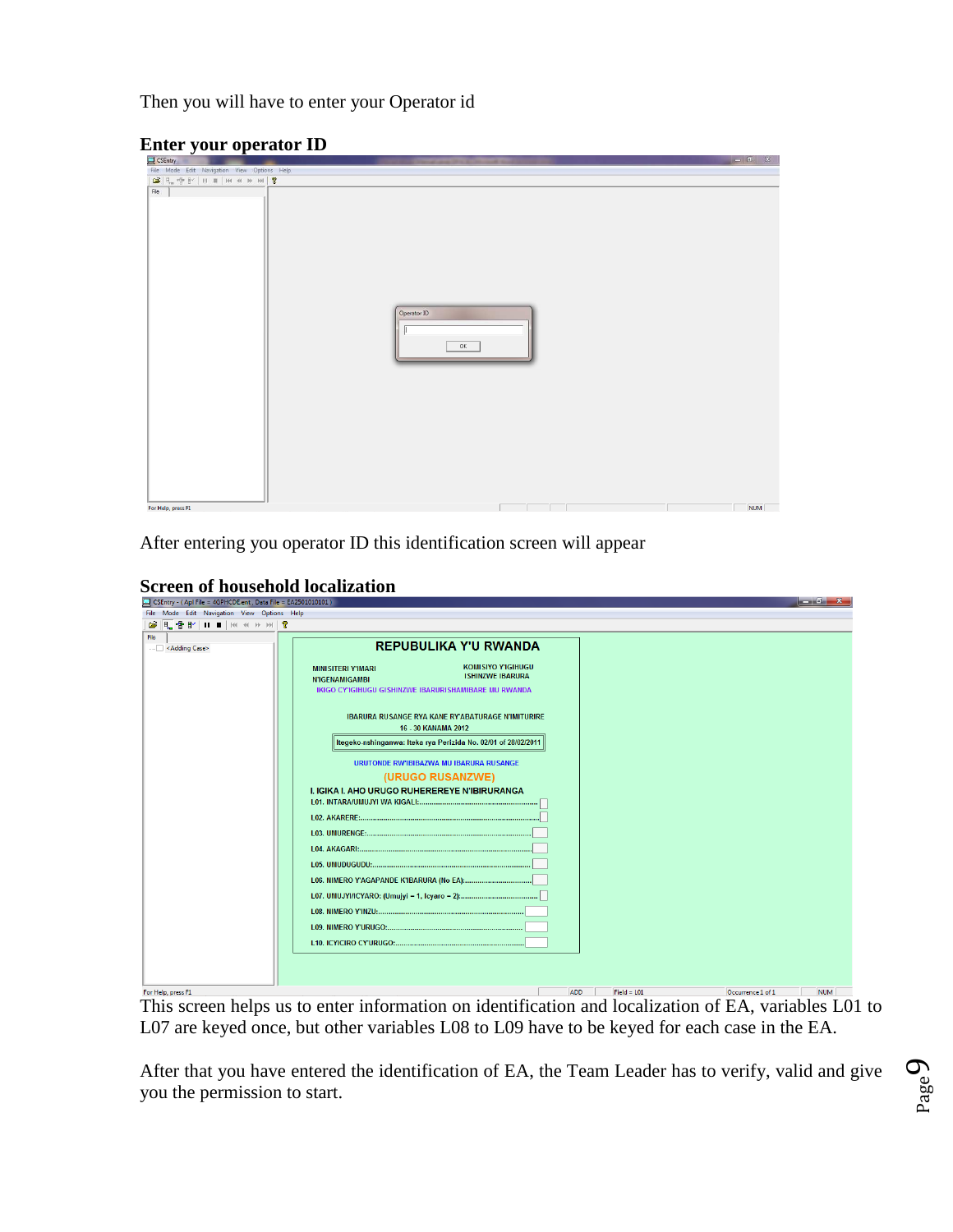Then you will have to enter your Operator id

**Enter your operator ID**

After entering you operator ID this identification screen will appear

**Screen of household localization**

This screen helps us to enter information on identification and localization of EA, variables L01 to L07 are keyed once, but other variables L08 to L09 have to be keyed for each case in the EA.

After that you have entered the identification of EA, the Team Leader has to verify, valid and give you the permission to start.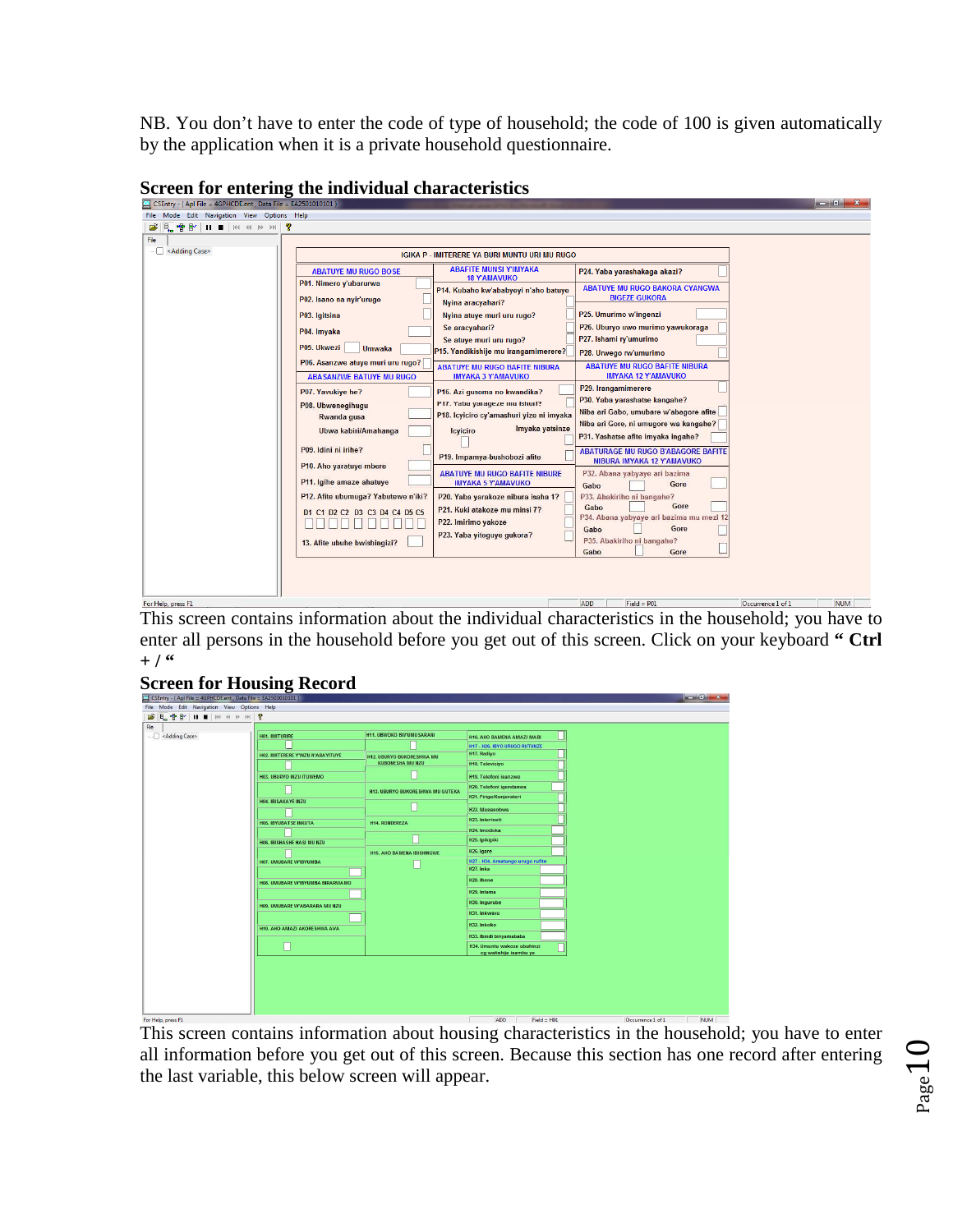NB. You don't have to enter the code of type of household; the code of 100 is given automatically by the application when it is a private household questionnaire.

## Screen for entering the individual characteristics

This screen contains information about the individual characteristics in the household; you have to enter all persons in the household before you get out of this screen. Click on your keyboard **" Ctrl + / "**

## Screen for Housing Record

This screen contains information about housing characteristics in the household; you have to enter all information before you get out of this screen. Because this section has one record after entering the last variable, this below screen will appear.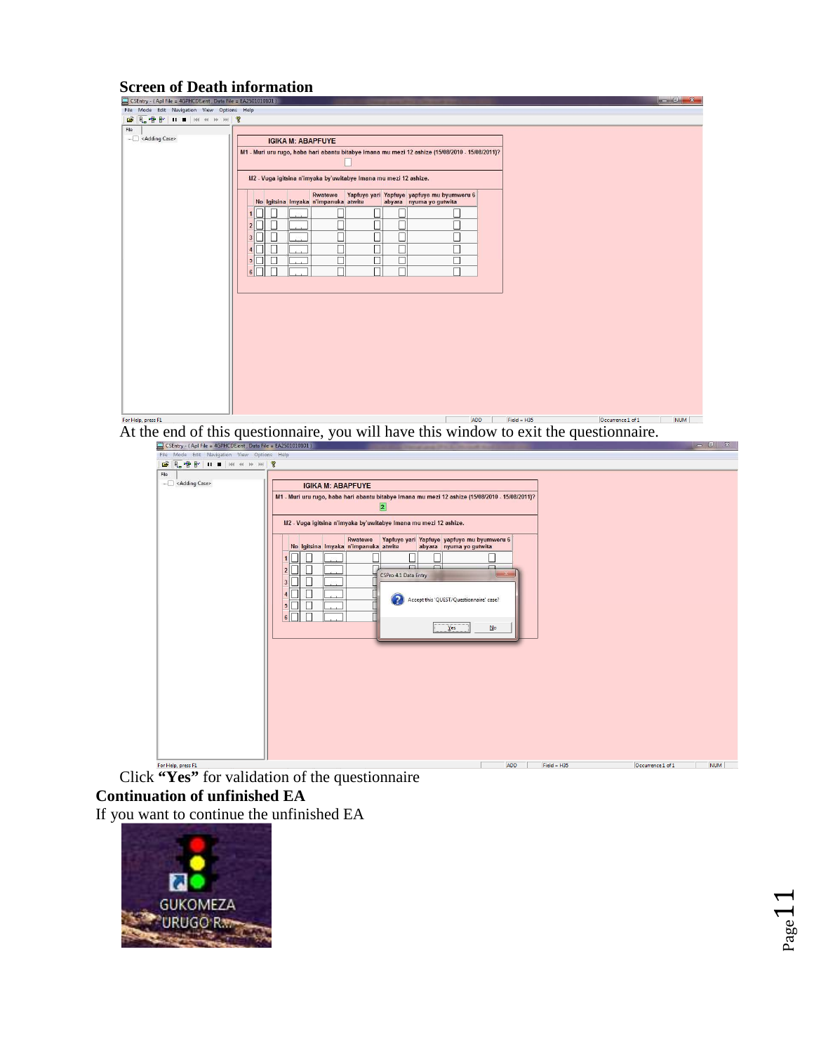**Screen of Death information**

At the end of this questionnaire, you will have this window to exit the questionnaire.

Click **"Yes"** for validation of the questionnaire

**Continuation of unfinished EA**

If you want to continue the unfinished EA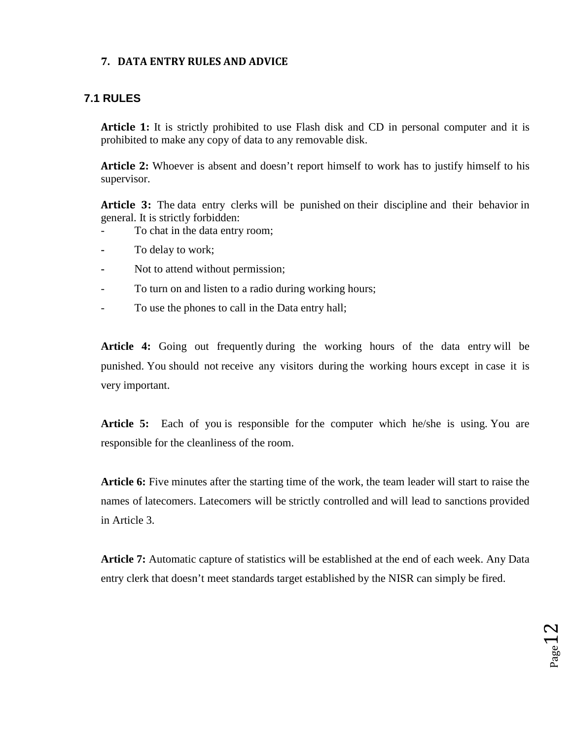## 7. DATA ENTRY RULES AND ADVICE

### 7.1 RULES

**Article 1:** It is strictly prohibited to use Flash disk and CD in personal computer and it is prohibited to make any copy of data to any removable disk.

**Article 2:** Whoever is absent and doesn't report himself to work has to justify himself to his supervisor.

**Article 3:** The data entry clerks will be punished on their discipline and their behavior in general. It is strictly forbidden:

- To chat in the data entry room;
- To delay to work;
- Not to attend without permission;
- To turn on and listen to a radio during working hours;
- To use the phones to call in the Data entry hall;

**Article 4:** Going out frequently during the working hours of the data entry will be punished. You should not receive any visitors during the working hours except in case it is very important.

**Article 5:** Each of you is responsible for the computer which he/she is using. You are responsible for the cleanliness of the room.

**Article 6:** Five minutes after the starting time of the work, the team leader will start to raise the names of latecomers. Latecomers will be strictly controlled and will lead to sanctions provided in Article 3.

**Article 7:** Automatic capture of statistics will be established at the end of each week. Any Data entry clerk that doesn't meet standards target established by the NISR can simply be fired.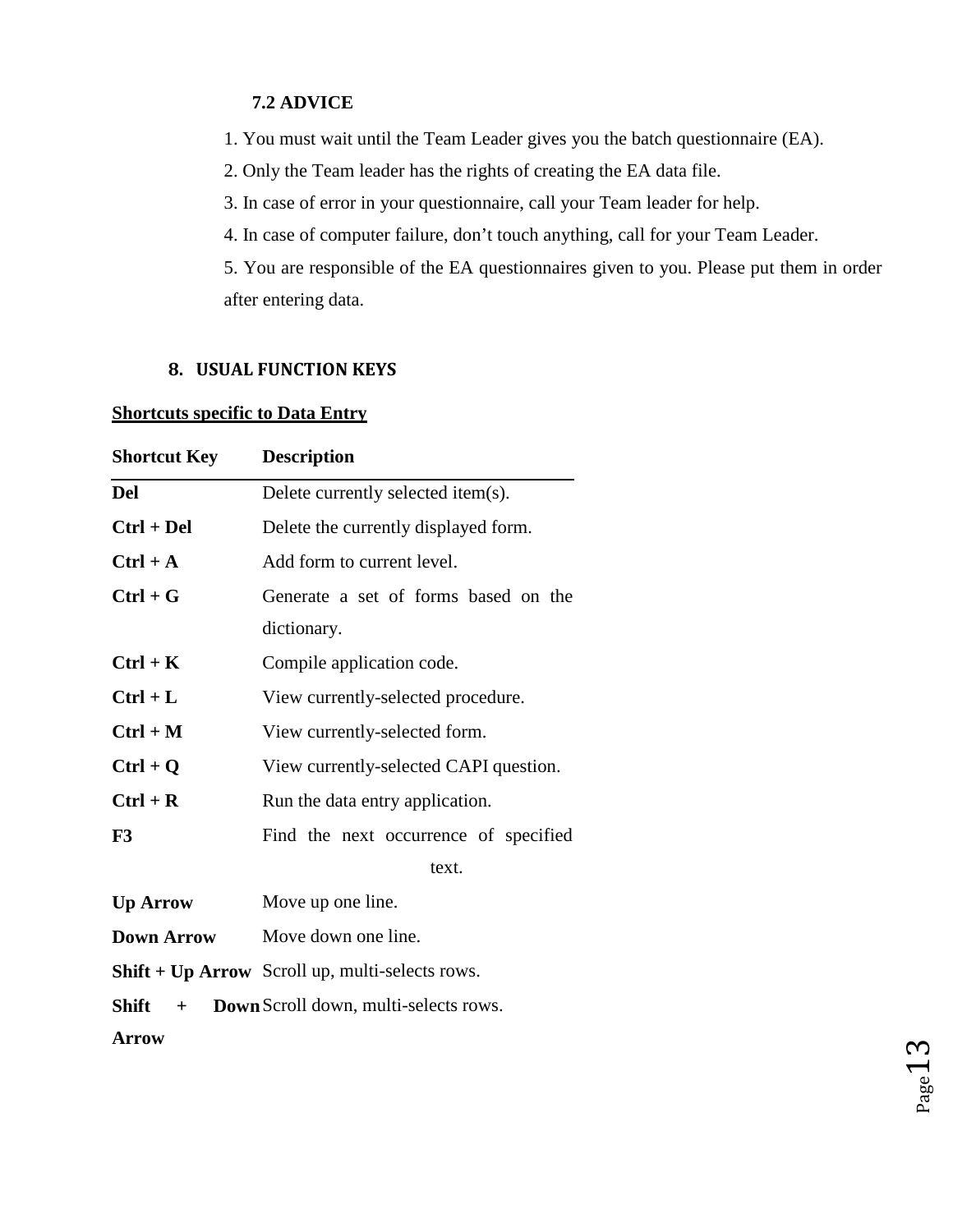### 7.2 ADVICE

1. You must wait until the Team Leader gives you the batch questionnaire (EA).
2. Only the Team leader has the rights of creating the EA data file.
3. In case of error in your questionnaire, call your Team leader for help.
4. In case of computer failure, don't touch anything, call for your Team Leader.
5. You are responsible of the EA questionnaires given to you. Please put them in order after entering data.

## 8. USUAL FUNCTION KEYS

**<u>Shortcuts specific to Data Entry</u>**

| Shortcut Key | Description |
| --- | --- |
| **Del** | Delete currently selected item(s). |
| **Ctrl + Del** | Delete the currently displayed form. |
| **Ctrl + A** | Add form to current level. |
| **Ctrl + G** | Generate a set of forms based on the dictionary. |
| **Ctrl + K** | Compile application code. |
| **Ctrl + L** | View currently-selected procedure. |
| **Ctrl + M** | View currently-selected form. |
| **Ctrl + Q** | View currently-selected CAPI question. |
| **Ctrl + R** | Run the data entry application. |
| **F3** | Find the next occurrence of specified text. |
| **Up Arrow** | Move up one line. |
| **Down Arrow** | Move down one line. |
| **Shift + Up Arrow** | Scroll up, multi-selects rows. |
| **Shift + Down Arrow** | Scroll down, multi-selects rows. |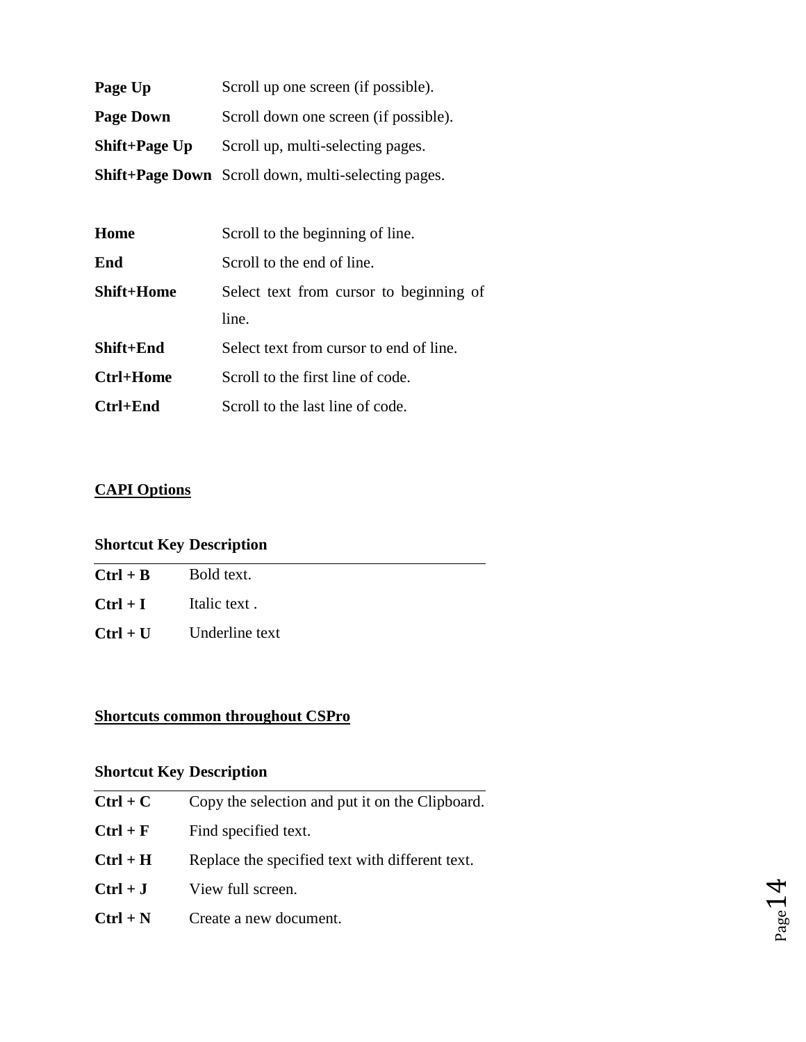| | |
|---|---|
| **Page Up** | Scroll up one screen (if possible). |
| **Page Down** | Scroll down one screen (if possible). |
| **Shift+Page Up** | Scroll up, multi-selecting pages. |
| **Shift+Page Down** | Scroll down, multi-selecting pages. |

| | |
|---|---|
| **Home** | Scroll to the beginning of line. |
| **End** | Scroll to the end of line. |
| **Shift+Home** | Select text from cursor to beginning of line. |
| **Shift+End** | Select text from cursor to end of line. |
| **Ctrl+Home** | Scroll to the first line of code. |
| **Ctrl+End** | Scroll to the last line of code. |

**CAPI Options**

| Shortcut Key | Description |
|---|---|
| **Ctrl + B** | Bold text. |
| **Ctrl + I** | Italic text . |
| **Ctrl + U** | Underline text |

**Shortcuts common throughout CSPro**

| Shortcut Key | Description |
|---|---|
| **Ctrl + C** | Copy the selection and put it on the Clipboard. |
| **Ctrl + F** | Find specified text. |
| **Ctrl + H** | Replace the specified text with different text. |
| **Ctrl + J** | View full screen. |
| **Ctrl + N** | Create a new document. |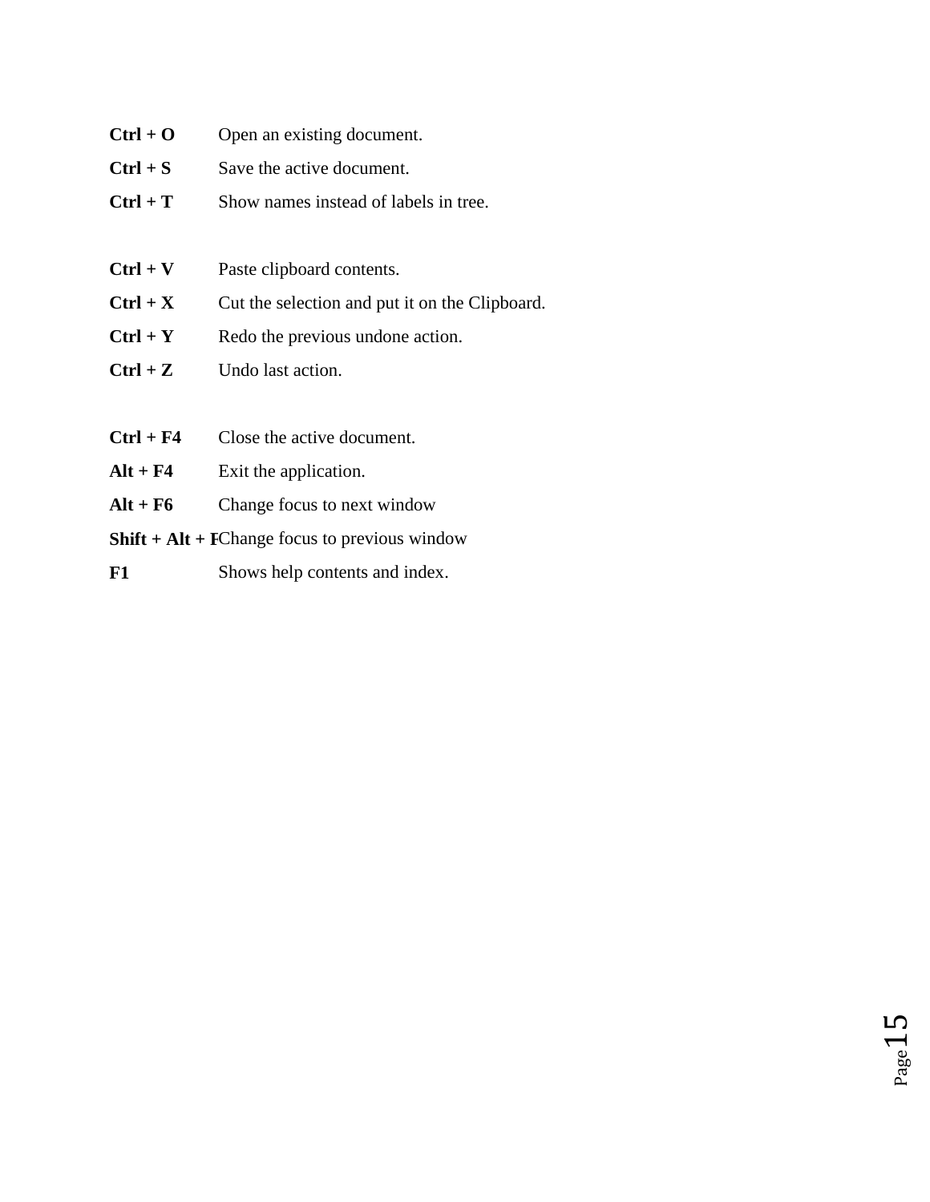| | |
|---|---|
| **Ctrl + O** | Open an existing document. |
| **Ctrl + S** | Save the active document. |
| **Ctrl + T** | Show names instead of labels in tree. |
| | |
| **Ctrl + V** | Paste clipboard contents. |
| **Ctrl + X** | Cut the selection and put it on the Clipboard. |
| **Ctrl + Y** | Redo the previous undone action. |
| **Ctrl + Z** | Undo last action. |
| | |
| **Ctrl + F4** | Close the active document. |
| **Alt + F4** | Exit the application. |
| **Alt + F6** | Change focus to next window |
| **Shift + Alt + F** | Change focus to previous window |
| **F1** | Shows help contents and index. |